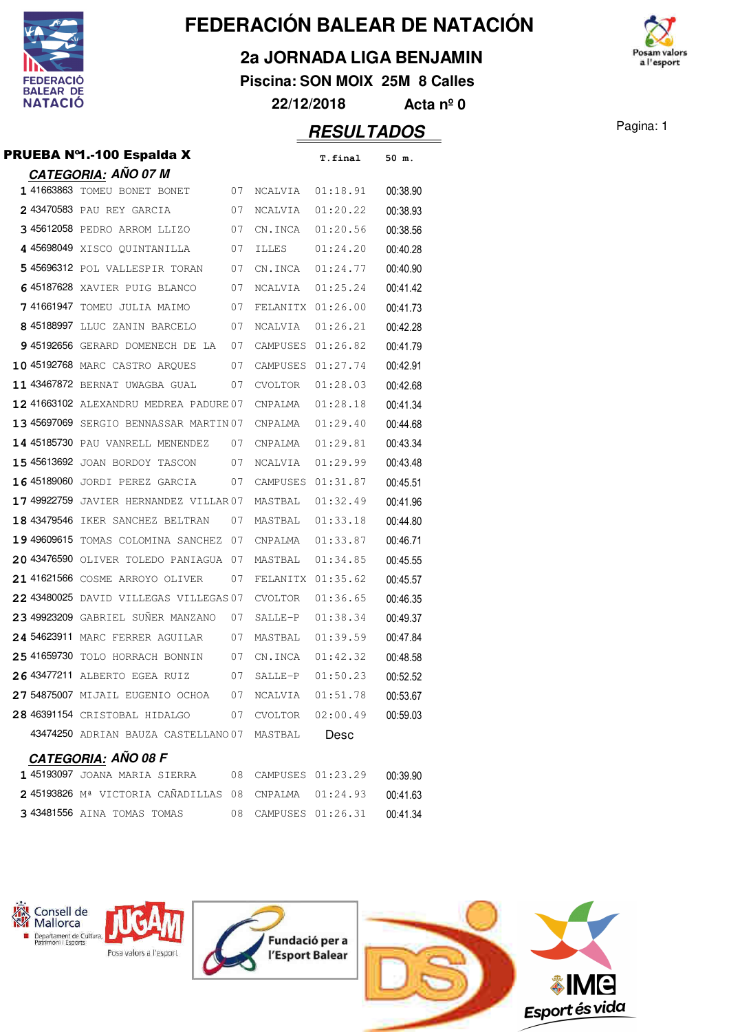# FEDERACIÓN BALEAR DE NATACIÓN

## 2a JORNADA LIGA BENJAMIN

**Piscina: SON MOIX 25M 8 Calles**

**22/12/2018 Acta nº 0**

## RESULTADOS

### PRUEBA Nº1.-100 Espalda X

#### CATEGORIA: AÑO 07 M

| | | | | | T.final | 50 m. |
|---|---|---|---|---|---|---|
| 1 | 41663863 | TOMEU BONET BONET | 07 | NCALVIA | 01:18.91 | 00:38.90 |
| 2 | 43470583 | PAU REY GARCIA | 07 | NCALVIA | 01:20.22 | 00:38.93 |
| 3 | 45612058 | PEDRO ARROM LLIZO | 07 | CN.INCA | 01:20.56 | 00:38.56 |
| 4 | 45698049 | XISCO QUINTANILLA | 07 | ILLES | 01:24.20 | 00:40.28 |
| 5 | 45696312 | POL VALLESPIR TORAN | 07 | CN.INCA | 01:24.77 | 00:40.90 |
| 6 | 45187628 | XAVIER PUIG BLANCO | 07 | NCALVIA | 01:25.24 | 00:41.42 |
| 7 | 41661947 | TOMEU JULIA MAIMO | 07 | FELANITX | 01:26.00 | 00:41.73 |
| 8 | 45188997 | LLUC ZANIN BARCELO | 07 | NCALVIA | 01:26.21 | 00:42.28 |
| 9 | 45192656 | GERARD DOMENECH DE LA | 07 | CAMPUSES | 01:26.82 | 00:41.79 |
| 10 | 45192768 | MARC CASTRO ARQUES | 07 | CAMPUSES | 01:27.74 | 00:42.91 |
| 11 | 43467872 | BERNAT UWAGBA GUAL | 07 | CVOLTOR | 01:28.03 | 00:42.68 |
| 12 | 41663102 | ALEXANDRU MEDREA PADURE | 07 | CNPALMA | 01:28.18 | 00:41.34 |
| 13 | 45697069 | SERGIO BENNASSAR MARTIN | 07 | CNPALMA | 01:29.40 | 00:44.68 |
| 14 | 45185730 | PAU VANRELL MENENDEZ | 07 | CNPALMA | 01:29.81 | 00:43.34 |
| 15 | 45613692 | JOAN BORDOY TASCON | 07 | NCALVIA | 01:29.99 | 00:43.48 |
| 16 | 45189060 | JORDI PEREZ GARCIA | 07 | CAMPUSES | 01:31.87 | 00:45.51 |
| 17 | 49922759 | JAVIER HERNANDEZ VILLAR | 07 | MASTBAL | 01:32.49 | 00:41.96 |
| 18 | 43479546 | IKER SANCHEZ BELTRAN | 07 | MASTBAL | 01:33.18 | 00:44.80 |
| 19 | 49609615 | TOMAS COLOMINA SANCHEZ | 07 | CNPALMA | 01:33.87 | 00:46.71 |
| 20 | 43476590 | OLIVER TOLEDO PANIAGUA | 07 | MASTBAL | 01:34.85 | 00:45.55 |
| 21 | 41621566 | COSME ARROYO OLIVER | 07 | FELANITX | 01:35.62 | 00:45.57 |
| 22 | 43480025 | DAVID VILLEGAS VILLEGAS | 07 | CVOLTOR | 01:36.65 | 00:46.35 |
| 23 | 49923209 | GABRIEL SUÑER MANZANO | 07 | SALLE-P | 01:38.34 | 00:49.37 |
| 24 | 54623911 | MARC FERRER AGUILAR | 07 | MASTBAL | 01:39.59 | 00:47.84 |
| 25 | 41659730 | TOLO HORRACH BONNIN | 07 | CN.INCA | 01:42.32 | 00:48.58 |
| 26 | 43477211 | ALBERTO EGEA RUIZ | 07 | SALLE-P | 01:50.23 | 00:52.52 |
| 27 | 54875007 | MIJAIL EUGENIO OCHOA | 07 | NCALVIA | 01:51.78 | 00:53.67 |
| 28 | 46391154 | CRISTOBAL HIDALGO | 07 | CVOLTOR | 02:00.49 | 00:59.03 |
| | 43474250 | ADRIAN BAUZA CASTELLANO | 07 | MASTBAL | Desc | |

#### CATEGORIA: AÑO 08 F

| | | | | | T.final | 50 m. |
|---|---|---|---|---|---|---|
| 1 | 45193097 | JOANA MARIA SIERRA | 08 | CAMPUSES | 01:23.29 | 00:39.90 |
| 2 | 45193826 | Mª VICTORIA CAÑADILLAS | 08 | CNPALMA | 01:24.93 | 00:41.63 |
| 3 | 43481556 | AINA TOMAS TOMAS | 08 | CAMPUSES | 01:26.31 | 00:41.34 |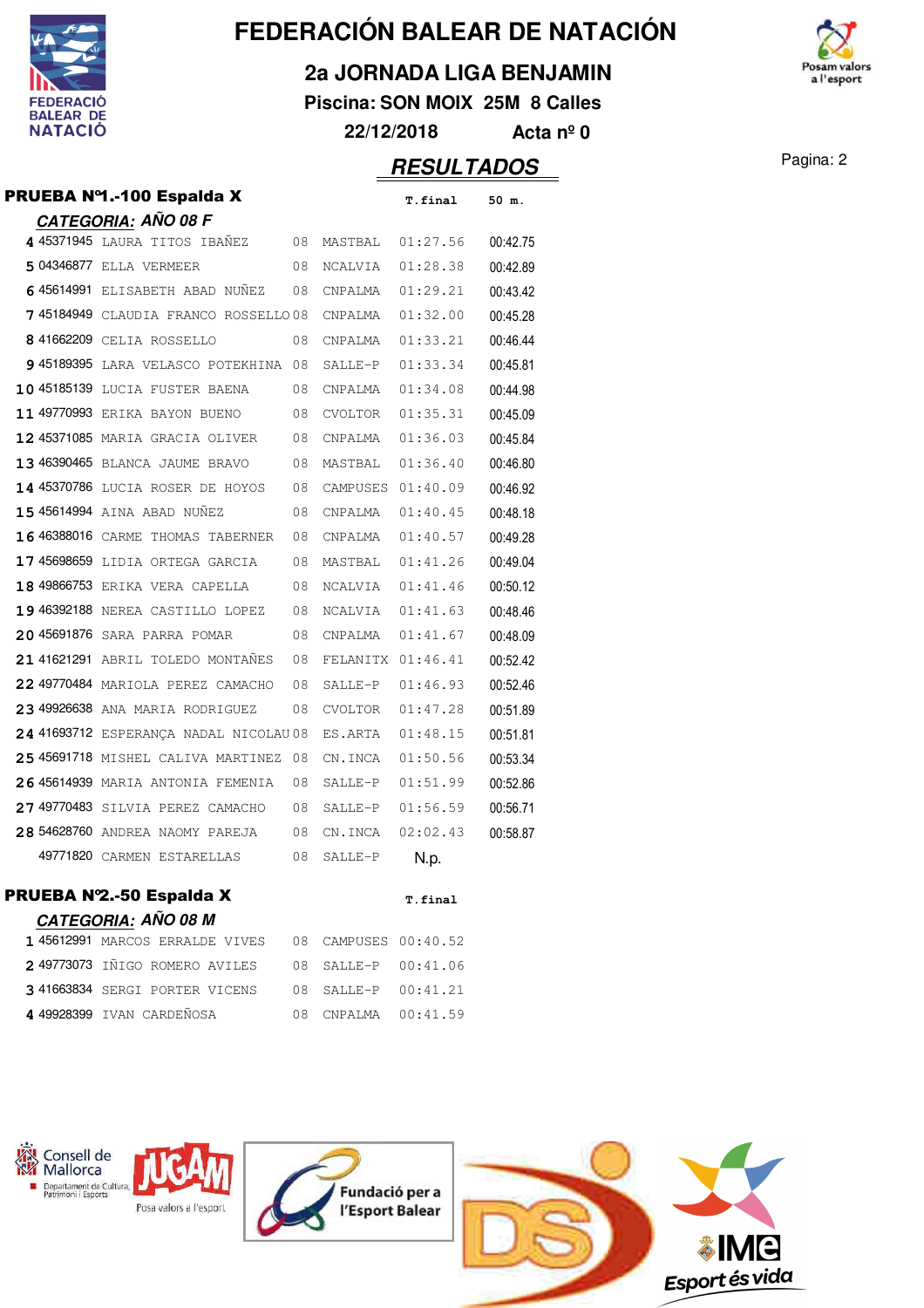# FEDERACIÓN BALEAR DE NATACIÓN

## 2a JORNADA LIGA BENJAMIN

**Piscina: SON MOIX 25M 8 Calles**

**22/12/2018 Acta nº 0**

## RESULTADOS

### PRUEBA Nº1.-100 Espalda X

*CATEGORIA: AÑO 08 F*

| Pos. | Licencia | Nombre | Año | Club | T.final | 50 m. |
|---|---|---|---|---|---|---|
| 4 | 45371945 | LAURA TITOS IBAÑEZ | 08 | MASTBAL | 01:27.56 | 00:42.75 |
| 5 | 04346877 | ELLA VERMEER | 08 | NCALVIA | 01:28.38 | 00:42.89 |
| 6 | 45614991 | ELISABETH ABAD NUÑEZ | 08 | CNPALMA | 01:29.21 | 00:43.42 |
| 7 | 45184949 | CLAUDIA FRANCO ROSSELLO | 08 | CNPALMA | 01:32.00 | 00:45.28 |
| 8 | 41662209 | CELIA ROSSELLO | 08 | CNPALMA | 01:33.21 | 00:46.44 |
| 9 | 45189395 | LARA VELASCO POTEKHINA | 08 | SALLE-P | 01:33.34 | 00:45.81 |
| 10 | 45185139 | LUCIA FUSTER BAENA | 08 | CNPALMA | 01:34.08 | 00:44.98 |
| 11 | 49770993 | ERIKA BAYON BUENO | 08 | CVOLTOR | 01:35.31 | 00:45.09 |
| 12 | 45371085 | MARIA GRACIA OLIVER | 08 | CNPALMA | 01:36.03 | 00:45.84 |
| 13 | 46390465 | BLANCA JAUME BRAVO | 08 | MASTBAL | 01:36.40 | 00:46.80 |
| 14 | 45370786 | LUCIA ROSER DE HOYOS | 08 | CAMPUSES | 01:40.09 | 00:46.92 |
| 15 | 45614994 | AINA ABAD NUÑEZ | 08 | CNPALMA | 01:40.45 | 00:48.18 |
| 16 | 46388016 | CARME THOMAS TABERNER | 08 | CNPALMA | 01:40.57 | 00:49.28 |
| 17 | 45698659 | LIDIA ORTEGA GARCIA | 08 | MASTBAL | 01:41.26 | 00:49.04 |
| 18 | 49866753 | ERIKA VERA CAPELLA | 08 | NCALVIA | 01:41.46 | 00:50.12 |
| 19 | 46392188 | NEREA CASTILLO LOPEZ | 08 | NCALVIA | 01:41.63 | 00:48.46 |
| 20 | 45691876 | SARA PARRA POMAR | 08 | CNPALMA | 01:41.67 | 00:48.09 |
| 21 | 41621291 | ABRIL TOLEDO MONTAÑES | 08 | FELANITX | 01:46.41 | 00:52.42 |
| 22 | 49770484 | MARIOLA PEREZ CAMACHO | 08 | SALLE-P | 01:46.93 | 00:52.46 |
| 23 | 49926638 | ANA MARIA RODRIGUEZ | 08 | CVOLTOR | 01:47.28 | 00:51.89 |
| 24 | 41693712 | ESPERANÇA NADAL NICOLAU | 08 | ES.ARTA | 01:48.15 | 00:51.81 |
| 25 | 45691718 | MISHEL CALIVA MARTINEZ | 08 | CN.INCA | 01:50.56 | 00:53.34 |
| 26 | 45614939 | MARIA ANTONIA FEMENIA | 08 | SALLE-P | 01:51.99 | 00:52.86 |
| 27 | 49770483 | SILVIA PEREZ CAMACHO | 08 | SALLE-P | 01:56.59 | 00:56.71 |
| 28 | 54628760 | ANDREA NAOMY PAREJA | 08 | CN.INCA | 02:02.43 | 00:58.87 |
| | 49771820 | CARMEN ESTARELLAS | 08 | SALLE-P | N.p. | |

### PRUEBA Nº2.-50 Espalda X

*CATEGORIA: AÑO 08 M*

| Pos. | Licencia | Nombre | Año | Club | T.final |
|---|---|---|---|---|---|
| 1 | 45612991 | MARCOS ERRALDE VIVES | 08 | CAMPUSES | 00:40.52 |
| 2 | 49773073 | IÑIGO ROMERO AVILES | 08 | SALLE-P | 00:41.06 |
| 3 | 41663834 | SERGI PORTER VICENS | 08 | SALLE-P | 00:41.21 |
| 4 | 49928399 | IVAN CARDEÑOSA | 08 | CNPALMA | 00:41.59 |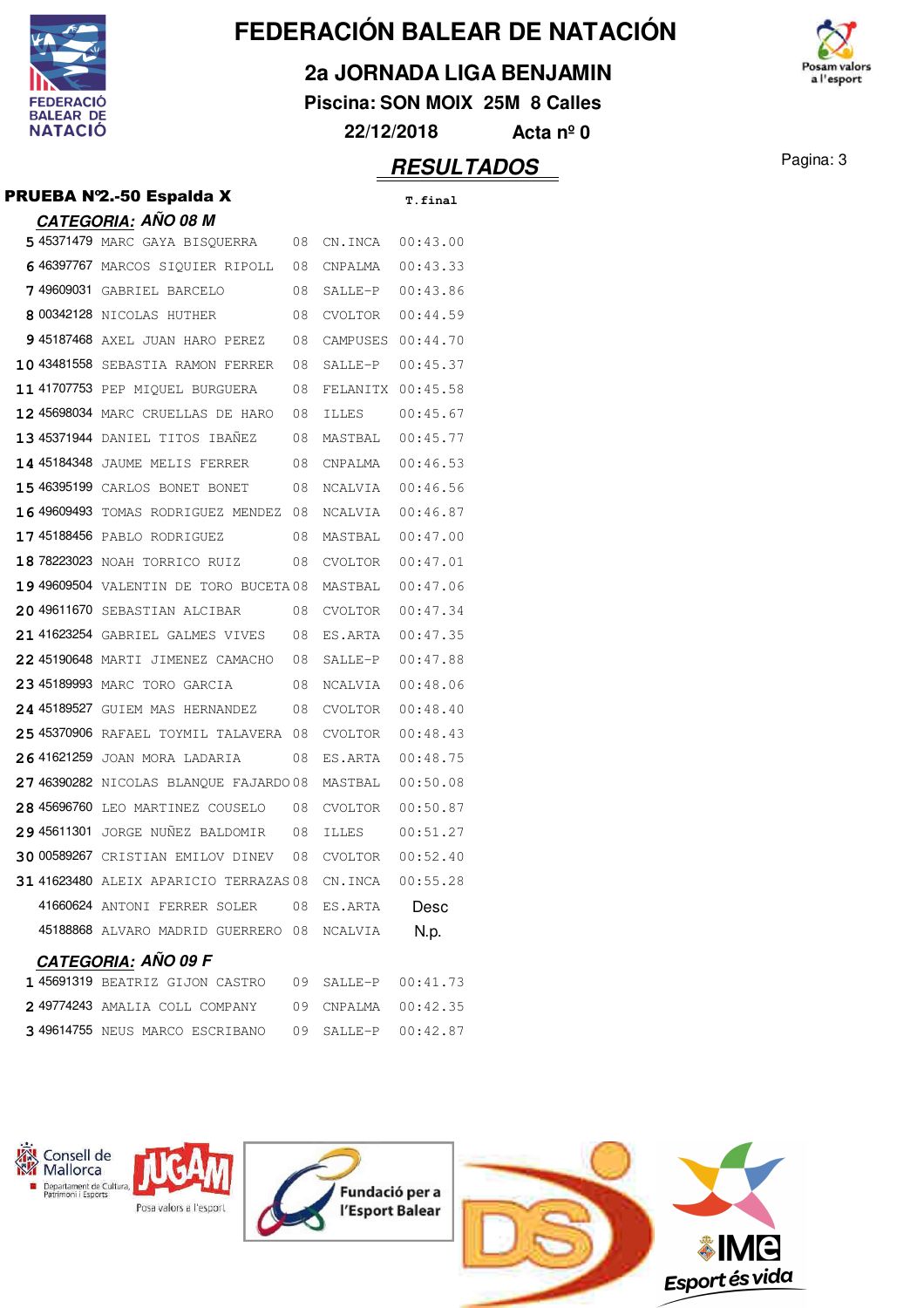# FEDERACIÓN BALEAR DE NATACIÓN

## 2a JORNADA LIGA BENJAMIN

**Piscina: SON MOIX 25M 8 Calles**

**22/12/2018 Acta nº 0**

## RESULTADOS

### PRUEBA Nº2.-50 Espalda X

**CATEGORIA: AÑO 08 M**

| Pos | Licencia | Nombre | Año | Club | T.final |
|---|---|---|---|---|---|
| 5 | 45371479 | MARC GAYA BISQUERRA | 08 | CN.INCA | 00:43.00 |
| 6 | 46397767 | MARCOS SIQUIER RIPOLL | 08 | CNPALMA | 00:43.33 |
| 7 | 49609031 | GABRIEL BARCELO | 08 | SALLE-P | 00:43.86 |
| 8 | 00342128 | NICOLAS HUTHER | 08 | CVOLTOR | 00:44.59 |
| 9 | 45187468 | AXEL JUAN HARO PEREZ | 08 | CAMPUSES | 00:44.70 |
| 10 | 43481558 | SEBASTIA RAMON FERRER | 08 | SALLE-P | 00:45.37 |
| 11 | 41707753 | PEP MIQUEL BURGUERA | 08 | FELANITX | 00:45.58 |
| 12 | 45698034 | MARC CRUELLAS DE HARO | 08 | ILLES | 00:45.67 |
| 13 | 45371944 | DANIEL TITOS IBAÑEZ | 08 | MASTBAL | 00:45.77 |
| 14 | 45184348 | JAUME MELIS FERRER | 08 | CNPALMA | 00:46.53 |
| 15 | 46395199 | CARLOS BONET BONET | 08 | NCALVIA | 00:46.56 |
| 16 | 49609493 | TOMAS RODRIGUEZ MENDEZ | 08 | NCALVIA | 00:46.87 |
| 17 | 45188456 | PABLO RODRIGUEZ | 08 | MASTBAL | 00:47.00 |
| 18 | 78223023 | NOAH TORRICO RUIZ | 08 | CVOLTOR | 00:47.01 |
| 19 | 49609504 | VALENTIN DE TORO BUCETA | 08 | MASTBAL | 00:47.06 |
| 20 | 49611670 | SEBASTIAN ALCIBAR | 08 | CVOLTOR | 00:47.34 |
| 21 | 41623254 | GABRIEL GALMES VIVES | 08 | ES.ARTA | 00:47.35 |
| 22 | 45190648 | MARTI JIMENEZ CAMACHO | 08 | SALLE-P | 00:47.88 |
| 23 | 45189993 | MARC TORO GARCIA | 08 | NCALVIA | 00:48.06 |
| 24 | 45189527 | GUIEM MAS HERNANDEZ | 08 | CVOLTOR | 00:48.40 |
| 25 | 45370906 | RAFAEL TOYMIL TALAVERA | 08 | CVOLTOR | 00:48.43 |
| 26 | 41621259 | JOAN MORA LADARIA | 08 | ES.ARTA | 00:48.75 |
| 27 | 46390282 | NICOLAS BLANQUE FAJARDO | 08 | MASTBAL | 00:50.08 |
| 28 | 45696760 | LEO MARTINEZ COUSELO | 08 | CVOLTOR | 00:50.87 |
| 29 | 45611301 | JORGE NUÑEZ BALDOMIR | 08 | ILLES | 00:51.27 |
| 30 | 00589267 | CRISTIAN EMILOV DINEV | 08 | CVOLTOR | 00:52.40 |
| 31 | 41623480 | ALEIX APARICIO TERRAZAS | 08 | CN.INCA | 00:55.28 |
| | 41660624 | ANTONI FERRER SOLER | 08 | ES.ARTA | Desc |
| | 45188868 | ALVARO MADRID GUERRERO | 08 | NCALVIA | N.p. |

**CATEGORIA: AÑO 09 F**

| Pos | Licencia | Nombre | Año | Club | T.final |
|---|---|---|---|---|---|
| 1 | 45691319 | BEATRIZ GIJON CASTRO | 09 | SALLE-P | 00:41.73 |
| 2 | 49774243 | AMALIA COLL COMPANY | 09 | CNPALMA | 00:42.35 |
| 3 | 49614755 | NEUS MARCO ESCRIBANO | 09 | SALLE-P | 00:42.87 |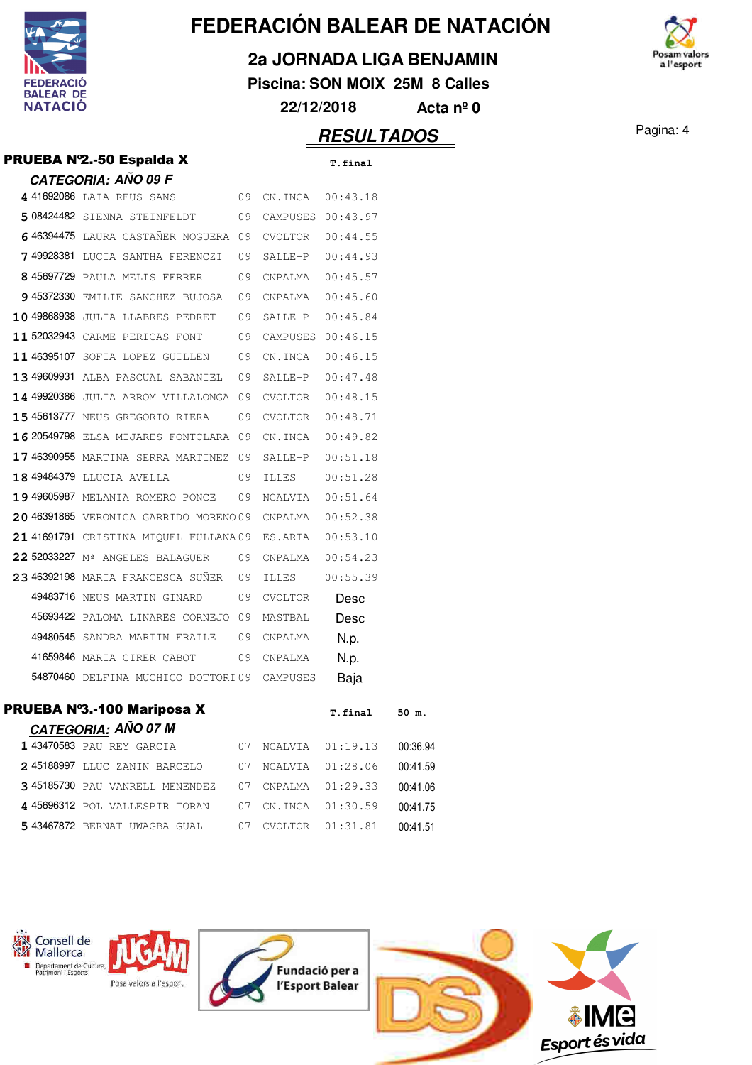# FEDERACIÓN BALEAR DE NATACIÓN

## 2a JORNADA LIGA BENJAMIN

**Piscina: SON MOIX 25M 8 Calles**

**22/12/2018 Acta nº 0**

## *RESULTADOS*

### PRUEBA Nº2.-50 Espalda X

***CATEGORIA:*** ***AÑO 09 F***

| Pos. | Licencia | Nombre | Año | Club | T.final |
|---|---|---|---|---|---|
| 4 | 41692086 | LAIA REUS SANS | 09 | CN.INCA | 00:43.18 |
| 5 | 08424482 | SIENNA STEINFELDT | 09 | CAMPUSES | 00:43.97 |
| 6 | 46394475 | LAURA CASTAÑER NOGUERA | 09 | CVOLTOR | 00:44.55 |
| 7 | 49928381 | LUCIA SANTHA FERENCZI | 09 | SALLE-P | 00:44.93 |
| 8 | 45697729 | PAULA MELIS FERRER | 09 | CNPALMA | 00:45.57 |
| 9 | 45372330 | EMILIE SANCHEZ BUJOSA | 09 | CNPALMA | 00:45.60 |
| 10 | 49868938 | JULIA LLABRES PEDRET | 09 | SALLE-P | 00:45.84 |
| 11 | 52032943 | CARME PERICAS FONT | 09 | CAMPUSES | 00:46.15 |
| 11 | 46395107 | SOFIA LOPEZ GUILLEN | 09 | CN.INCA | 00:46.15 |
| 13 | 49609931 | ALBA PASCUAL SABANIEL | 09 | SALLE-P | 00:47.48 |
| 14 | 49920386 | JULIA ARROM VILLALONGA | 09 | CVOLTOR | 00:48.15 |
| 15 | 45613777 | NEUS GREGORIO RIERA | 09 | CVOLTOR | 00:48.71 |
| 16 | 20549798 | ELSA MIJARES FONTCLARA | 09 | CN.INCA | 00:49.82 |
| 17 | 46390955 | MARTINA SERRA MARTINEZ | 09 | SALLE-P | 00:51.18 |
| 18 | 49484379 | LLUCIA AVELLA | 09 | ILLES | 00:51.28 |
| 19 | 49605987 | MELANIA ROMERO PONCE | 09 | NCALVIA | 00:51.64 |
| 20 | 46391865 | VERONICA GARRIDO MORENO | 09 | CNPALMA | 00:52.38 |
| 21 | 41691791 | CRISTINA MIQUEL FULLANA | 09 | ES.ARTA | 00:53.10 |
| 22 | 52033227 | Mª ANGELES BALAGUER | 09 | CNPALMA | 00:54.23 |
| 23 | 46392198 | MARIA FRANCESCA SUÑER | 09 | ILLES | 00:55.39 |
| | 49483716 | NEUS MARTIN GINARD | 09 | CVOLTOR | Desc |
| | 45693422 | PALOMA LINARES CORNEJO | 09 | MASTBAL | Desc |
| | 49480545 | SANDRA MARTIN FRAILE | 09 | CNPALMA | N.p. |
| | 41659846 | MARIA CIRER CABOT | 09 | CNPALMA | N.p. |
| | 54870460 | DELFINA MUCHICO DOTTORI | 09 | CAMPUSES | Baja |

### PRUEBA Nº3.-100 Mariposa X

***CATEGORIA:*** ***AÑO 07 M***

| Pos. | Licencia | Nombre | Año | Club | T.final | 50 m. |
|---|---|---|---|---|---|---|
| 1 | 43470583 | PAU REY GARCIA | 07 | NCALVIA | 01:19.13 | 00:36.94 |
| 2 | 45188997 | LLUC ZANIN BARCELO | 07 | NCALVIA | 01:28.06 | 00:41.59 |
| 3 | 45185730 | PAU VANRELL MENENDEZ | 07 | CNPALMA | 01:29.33 | 00:41.06 |
| 4 | 45696312 | POL VALLESPIR TORAN | 07 | CN.INCA | 01:30.59 | 00:41.75 |
| 5 | 43467872 | BERNAT UWAGBA GUAL | 07 | CVOLTOR | 01:31.81 | 00:41.51 |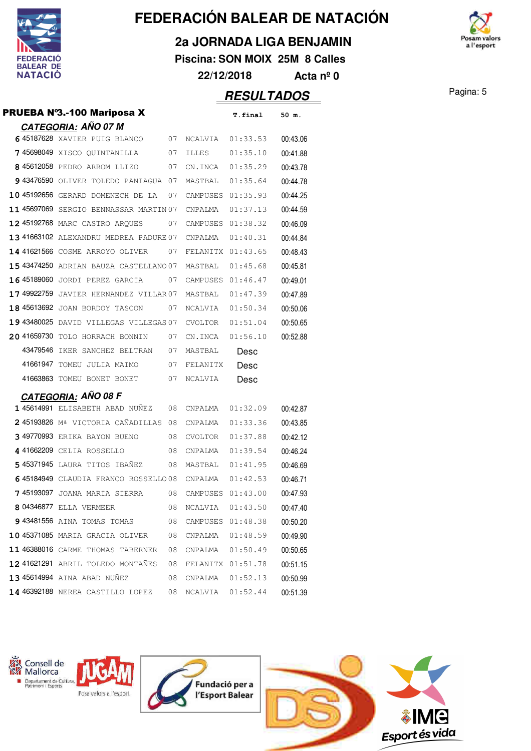# FEDERACIÓN BALEAR DE NATACIÓN

## 2a JORNADA LIGA BENJAMIN

**Piscina: SON MOIX 25M 8 Calles**

**22/12/2018 Acta nº 0**

## RESULTADOS

### PRUEBA Nº3.-100 Mariposa X

#### CATEGORIA: AÑO 07 M

| Pos | Licencia | Nombre | Año | Club | T.final | 50 m. |
|---|---|---|---|---|---|---|
| 6 | 45187628 | XAVIER PUIG BLANCO | 07 | NCALVIA | 01:33.53 | 00:43.06 |
| 7 | 45698049 | XISCO QUINTANILLA | 07 | ILLES | 01:35.10 | 00:41.88 |
| 8 | 45612058 | PEDRO ARROM LLIZO | 07 | CN.INCA | 01:35.29 | 00:43.78 |
| 9 | 43476590 | OLIVER TOLEDO PANIAGUA | 07 | MASTBAL | 01:35.64 | 00:44.78 |
| 10 | 45192656 | GERARD DOMENECH DE LA | 07 | CAMPUSES | 01:35.93 | 00:44.25 |
| 11 | 45697069 | SERGIO BENNASSAR MARTIN | 07 | CNPALMA | 01:37.13 | 00:44.59 |
| 12 | 45192768 | MARC CASTRO ARQUES | 07 | CAMPUSES | 01:38.32 | 00:46.09 |
| 13 | 41663102 | ALEXANDRU MEDREA PADURE | 07 | CNPALMA | 01:40.31 | 00:44.84 |
| 14 | 41621566 | COSME ARROYO OLIVER | 07 | FELANITX | 01:43.65 | 00:48.43 |
| 15 | 43474250 | ADRIAN BAUZA CASTELLANO | 07 | MASTBAL | 01:45.68 | 00:45.81 |
| 16 | 45189060 | JORDI PEREZ GARCIA | 07 | CAMPUSES | 01:46.47 | 00:49.01 |
| 17 | 49922759 | JAVIER HERNANDEZ VILLAR | 07 | MASTBAL | 01:47.39 | 00:47.89 |
| 18 | 45613692 | JOAN BORDOY TASCON | 07 | NCALVIA | 01:50.34 | 00:50.06 |
| 19 | 43480025 | DAVID VILLEGAS VILLEGAS | 07 | CVOLTOR | 01:51.04 | 00:50.65 |
| 20 | 41659730 | TOLO HORRACH BONNIN | 07 | CN.INCA | 01:56.10 | 00:52.88 |
| | 43479546 | IKER SANCHEZ BELTRAN | 07 | MASTBAL | Desc | |
| | 41661947 | TOMEU JULIA MAIMO | 07 | FELANITX | Desc | |
| | 41663863 | TOMEU BONET BONET | 07 | NCALVIA | Desc | |

#### CATEGORIA: AÑO 08 F

| Pos | Licencia | Nombre | Año | Club | T.final | 50 m. |
|---|---|---|---|---|---|---|
| 1 | 45614991 | ELISABETH ABAD NUÑEZ | 08 | CNPALMA | 01:32.09 | 00:42.87 |
| 2 | 45193826 | Mª VICTORIA CAÑADILLAS | 08 | CNPALMA | 01:33.36 | 00:43.85 |
| 3 | 49770993 | ERIKA BAYON BUENO | 08 | CVOLTOR | 01:37.88 | 00:42.12 |
| 4 | 41662209 | CELIA ROSSELLO | 08 | CNPALMA | 01:39.54 | 00:46.24 |
| 5 | 45371945 | LAURA TITOS IBAÑEZ | 08 | MASTBAL | 01:41.95 | 00:46.69 |
| 6 | 45184949 | CLAUDIA FRANCO ROSSELLO | 08 | CNPALMA | 01:42.53 | 00:46.71 |
| 7 | 45193097 | JOANA MARIA SIERRA | 08 | CAMPUSES | 01:43.00 | 00:47.93 |
| 8 | 04346877 | ELLA VERMEER | 08 | NCALVIA | 01:43.50 | 00:47.40 |
| 9 | 43481556 | AINA TOMAS TOMAS | 08 | CAMPUSES | 01:48.38 | 00:50.20 |
| 10 | 45371085 | MARIA GRACIA OLIVER | 08 | CNPALMA | 01:48.59 | 00:49.90 |
| 11 | 46388016 | CARME THOMAS TABERNER | 08 | CNPALMA | 01:50.49 | 00:50.65 |
| 12 | 41621291 | ABRIL TOLEDO MONTAÑES | 08 | FELANITX | 01:51.78 | 00:51.15 |
| 13 | 45614994 | AINA ABAD NUÑEZ | 08 | CNPALMA | 01:52.13 | 00:50.99 |
| 14 | 46392188 | NEREA CASTILLO LOPEZ | 08 | NCALVIA | 01:52.44 | 00:51.39 |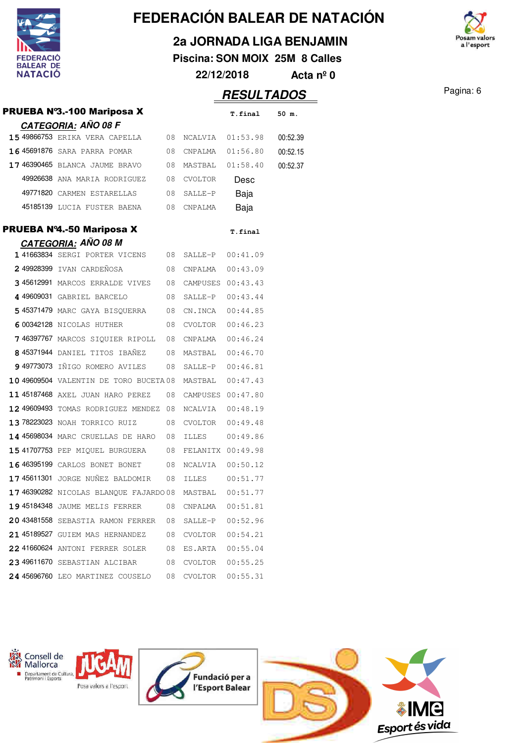# FEDERACIÓN BALEAR DE NATACIÓN

## 2a JORNADA LIGA BENJAMIN

**Piscina: SON MOIX 25M 8 Calles**

**22/12/2018 Acta nº 0**

## RESULTADOS

### PRUEBA Nº3.-100 Mariposa X

**CATEGORIA: AÑO 08 F**

| Pos | Licencia | Nombre | Año | Club | T.final | 50 m. |
|---|---|---|---|---|---|---|
| 15 | 49866753 | ERIKA VERA CAPELLA | 08 | NCALVIA | 01:53.98 | 00:52.39 |
| 16 | 45691876 | SARA PARRA POMAR | 08 | CNPALMA | 01:56.80 | 00:52.15 |
| 17 | 46390465 | BLANCA JAUME BRAVO | 08 | MASTBAL | 01:58.40 | 00:52.37 |
| | 49926638 | ANA MARIA RODRIGUEZ | 08 | CVOLTOR | Desc | |
| | 49771820 | CARMEN ESTARELLAS | 08 | SALLE-P | Baja | |
| | 45185139 | LUCIA FUSTER BAENA | 08 | CNPALMA | Baja | |

### PRUEBA Nº4.-50 Mariposa X

**CATEGORIA: AÑO 08 M**

| Pos | Licencia | Nombre | Año | Club | T.final |
|---|---|---|---|---|---|
| 1 | 41663834 | SERGI PORTER VICENS | 08 | SALLE-P | 00:41.09 |
| 2 | 49928399 | IVAN CARDEÑOSA | 08 | CNPALMA | 00:43.09 |
| 3 | 45612991 | MARCOS ERRALDE VIVES | 08 | CAMPUSES | 00:43.43 |
| 4 | 49609031 | GABRIEL BARCELO | 08 | SALLE-P | 00:43.44 |
| 5 | 45371479 | MARC GAYA BISQUERRA | 08 | CN.INCA | 00:44.85 |
| 6 | 00342128 | NICOLAS HUTHER | 08 | CVOLTOR | 00:46.23 |
| 7 | 46397767 | MARCOS SIQUIER RIPOLL | 08 | CNPALMA | 00:46.24 |
| 8 | 45371944 | DANIEL TITOS IBAÑEZ | 08 | MASTBAL | 00:46.70 |
| 9 | 49773073 | IÑIGO ROMERO AVILES | 08 | SALLE-P | 00:46.81 |
| 10 | 49609504 | VALENTIN DE TORO BUCETA | 08 | MASTBAL | 00:47.43 |
| 11 | 45187468 | AXEL JUAN HARO PEREZ | 08 | CAMPUSES | 00:47.80 |
| 12 | 49609493 | TOMAS RODRIGUEZ MENDEZ | 08 | NCALVIA | 00:48.19 |
| 13 | 78223023 | NOAH TORRICO RUIZ | 08 | CVOLTOR | 00:49.48 |
| 14 | 45698034 | MARC CRUELLAS DE HARO | 08 | ILLES | 00:49.86 |
| 15 | 41707753 | PEP MIQUEL BURGUERA | 08 | FELANITX | 00:49.98 |
| 16 | 46395199 | CARLOS BONET BONET | 08 | NCALVIA | 00:50.12 |
| 17 | 45611301 | JORGE NUÑEZ BALDOMIR | 08 | ILLES | 00:51.77 |
| 17 | 46390282 | NICOLAS BLANQUE FAJARDO | 08 | MASTBAL | 00:51.77 |
| 19 | 45184348 | JAUME MELIS FERRER | 08 | CNPALMA | 00:51.81 |
| 20 | 43481558 | SEBASTIA RAMON FERRER | 08 | SALLE-P | 00:52.96 |
| 21 | 45189527 | GUIEM MAS HERNANDEZ | 08 | CVOLTOR | 00:54.21 |
| 22 | 41660624 | ANTONI FERRER SOLER | 08 | ES.ARTA | 00:55.04 |
| 23 | 49611670 | SEBASTIAN ALCIBAR | 08 | CVOLTOR | 00:55.25 |
| 24 | 45696760 | LEO MARTINEZ COUSELO | 08 | CVOLTOR | 00:55.31 |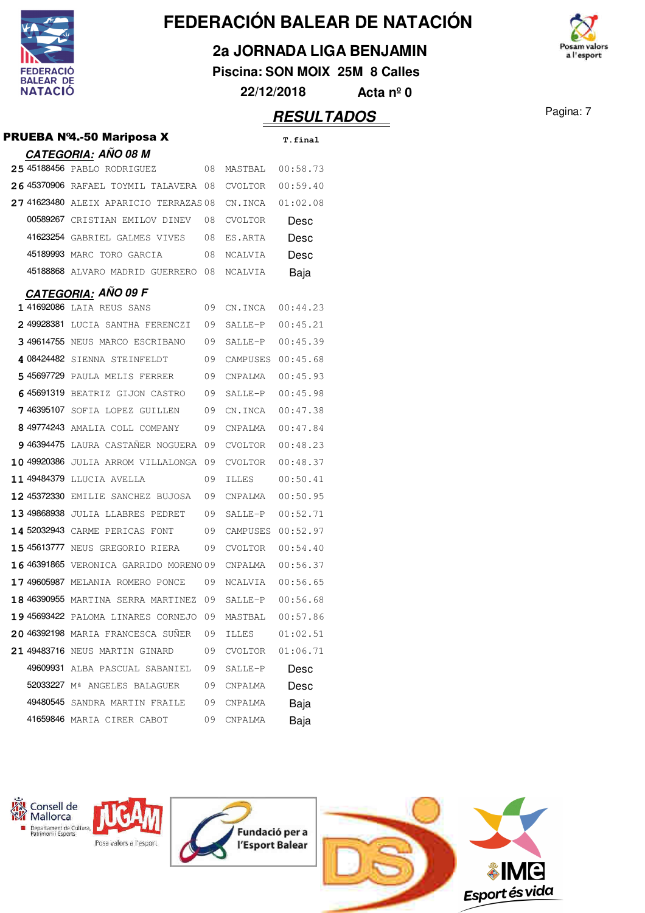# FEDERACIÓN BALEAR DE NATACIÓN

## 2a JORNADA LIGA BENJAMIN

**Piscina: SON MOIX 25M 8 Calles**

**22/12/2018 Acta nº 0**

## RESULTADOS

### PRUEBA Nº4.-50 Mariposa X

**CATEGORIA: AÑO 08 M**

| Pos | Licencia | Nombre | Año | Club | T.final |
|---|---|---|---|---|---|
| 25 | 45188456 | PABLO RODRIGUEZ | 08 | MASTBAL | 00:58.73 |
| 26 | 45370906 | RAFAEL TOYMIL TALAVERA | 08 | CVOLTOR | 00:59.40 |
| 27 | 41623480 | ALEIX APARICIO TERRAZAS | 08 | CN.INCA | 01:02.08 |
| | 00589267 | CRISTIAN EMILOV DINEV | 08 | CVOLTOR | Desc |
| | 41623254 | GABRIEL GALMES VIVES | 08 | ES.ARTA | Desc |
| | 45189993 | MARC TORO GARCIA | 08 | NCALVIA | Desc |
| | 45188868 | ALVARO MADRID GUERRERO | 08 | NCALVIA | Baja |

**CATEGORIA: AÑO 09 F**

| Pos | Licencia | Nombre | Año | Club | T.final |
|---|---|---|---|---|---|
| 1 | 41692086 | LAIA REUS SANS | 09 | CN.INCA | 00:44.23 |
| 2 | 49928381 | LUCIA SANTHA FERENCZI | 09 | SALLE-P | 00:45.21 |
| 3 | 49614755 | NEUS MARCO ESCRIBANO | 09 | SALLE-P | 00:45.39 |
| 4 | 08424482 | SIENNA STEINFELDT | 09 | CAMPUSES | 00:45.68 |
| 5 | 45697729 | PAULA MELIS FERRER | 09 | CNPALMA | 00:45.93 |
| 6 | 45691319 | BEATRIZ GIJON CASTRO | 09 | SALLE-P | 00:45.98 |
| 7 | 46395107 | SOFIA LOPEZ GUILLEN | 09 | CN.INCA | 00:47.38 |
| 8 | 49774243 | AMALIA COLL COMPANY | 09 | CNPALMA | 00:47.84 |
| 9 | 46394475 | LAURA CASTAÑER NOGUERA | 09 | CVOLTOR | 00:48.23 |
| 10 | 49920386 | JULIA ARROM VILLALONGA | 09 | CVOLTOR | 00:48.37 |
| 11 | 49484379 | LLUCIA AVELLA | 09 | ILLES | 00:50.41 |
| 12 | 45372330 | EMILIE SANCHEZ BUJOSA | 09 | CNPALMA | 00:50.95 |
| 13 | 49868938 | JULIA LLABRES PEDRET | 09 | SALLE-P | 00:52.71 |
| 14 | 52032943 | CARME PERICAS FONT | 09 | CAMPUSES | 00:52.97 |
| 15 | 45613777 | NEUS GREGORIO RIERA | 09 | CVOLTOR | 00:54.40 |
| 16 | 46391865 | VERONICA GARRIDO MORENO | 09 | CNPALMA | 00:56.37 |
| 17 | 49605987 | MELANIA ROMERO PONCE | 09 | NCALVIA | 00:56.65 |
| 18 | 46390955 | MARTINA SERRA MARTINEZ | 09 | SALLE-P | 00:56.68 |
| 19 | 45693422 | PALOMA LINARES CORNEJO | 09 | MASTBAL | 00:57.86 |
| 20 | 46392198 | MARIA FRANCESCA SUÑER | 09 | ILLES | 01:02.51 |
| 21 | 49483716 | NEUS MARTIN GINARD | 09 | CVOLTOR | 01:06.71 |
| | 49609931 | ALBA PASCUAL SABANIEL | 09 | SALLE-P | Desc |
| | 52033227 | Mª ANGELES BALAGUER | 09 | CNPALMA | Desc |
| | 49480545 | SANDRA MARTIN FRAILE | 09 | CNPALMA | Baja |
| | 41659846 | MARIA CIRER CABOT | 09 | CNPALMA | Baja |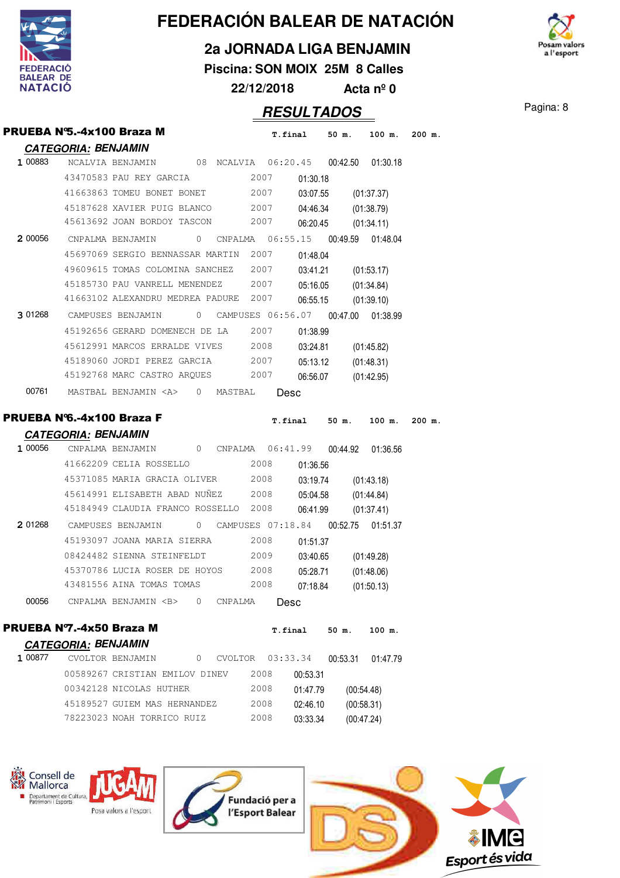# FEDERACIÓN BALEAR DE NATACIÓN

## 2a JORNADA LIGA BENJAMIN

**Piscina: SON MOIX 25M 8 Calles**

**22/12/2018 Acta nº 0**

## RESULTADOS

### PRUEBA Nº5.-4x100 Braza M

**CATEGORIA: BENJAMIN**

| | | | | T.final | 50 m. | 100 m. | 200 m. |
|---|---|---|---|---|---|---|---|
| 1 00883 | NCALVIA BENJAMIN | 08 | NCALVIA | 06:20.45 | 00:42.50 | 01:30.18 | |
| | 43470583 PAU REY GARCIA | 2007 | | 01:30.18 | | | |
| | 41663863 TOMEU BONET BONET | 2007 | | 03:07.55 | (01:37.37) | | |
| | 45187628 XAVIER PUIG BLANCO | 2007 | | 04:46.34 | (01:38.79) | | |
| | 45613692 JOAN BORDOY TASCON | 2007 | | 06:20.45 | (01:34.11) | | |
| 2 00056 | CNPALMA BENJAMIN | 0 | CNPALMA | 06:55.15 | 00:49.59 | 01:48.04 | |
| | 45697069 SERGIO BENNASSAR MARTIN | 2007 | | 01:48.04 | | | |
| | 49609615 TOMAS COLOMINA SANCHEZ | 2007 | | 03:41.21 | (01:53.17) | | |
| | 45185730 PAU VANRELL MENENDEZ | 2007 | | 05:16.05 | (01:34.84) | | |
| | 41663102 ALEXANDRU MEDREA PADURE | 2007 | | 06:55.15 | (01:39.10) | | |
| 3 01268 | CAMPUSES BENJAMIN | 0 | CAMPUSES | 06:56.07 | 00:47.00 | 01:38.99 | |
| | 45192656 GERARD DOMENECH DE LA | 2007 | | 01:38.99 | | | |
| | 45612991 MARCOS ERRALDE VIVES | 2008 | | 03:24.81 | (01:45.82) | | |
| | 45189060 JORDI PEREZ GARCIA | 2007 | | 05:13.12 | (01:48.31) | | |
| | 45192768 MARC CASTRO ARQUES | 2007 | | 06:56.07 | (01:42.95) | | |
| 00761 | MASTBAL BENJAMIN <A> | 0 | MASTBAL | Desc | | | |

### PRUEBA Nº6.-4x100 Braza F

**CATEGORIA: BENJAMIN**

| | | | | T.final | 50 m. | 100 m. | 200 m. |
|---|---|---|---|---|---|---|---|
| 1 00056 | CNPALMA BENJAMIN | 0 | CNPALMA | 06:41.99 | 00:44.92 | 01:36.56 | |
| | 41662209 CELIA ROSSELLO | 2008 | | 01:36.56 | | | |
| | 45371085 MARIA GRACIA OLIVER | 2008 | | 03:19.74 | (01:43.18) | | |
| | 45614991 ELISABETH ABAD NUÑEZ | 2008 | | 05:04.58 | (01:44.84) | | |
| | 45184949 CLAUDIA FRANCO ROSSELLO | 2008 | | 06:41.99 | (01:37.41) | | |
| 2 01268 | CAMPUSES BENJAMIN | 0 | CAMPUSES | 07:18.84 | 00:52.75 | 01:51.37 | |
| | 45193097 JOANA MARIA SIERRA | 2008 | | 01:51.37 | | | |
| | 08424482 SIENNA STEINFELDT | 2009 | | 03:40.65 | (01:49.28) | | |
| | 45370786 LUCIA ROSER DE HOYOS | 2008 | | 05:28.71 | (01:48.06) | | |
| | 43481556 AINA TOMAS TOMAS | 2008 | | 07:18.84 | (01:50.13) | | |
| 00056 | CNPALMA BENJAMIN <B> | 0 | CNPALMA | Desc | | | |

### PRUEBA Nº7.-4x50 Braza M

**CATEGORIA: BENJAMIN**

| | | | | T.final | 50 m. | 100 m. |
|---|---|---|---|---|---|---|
| 1 00877 | CVOLTOR BENJAMIN | 0 | CVOLTOR | 03:33.34 | 00:53.31 | 01:47.79 |
| | 00589267 CRISTIAN EMILOV DINEV | 2008 | | 00:53.31 | | |
| | 00342128 NICOLAS HUTHER | 2008 | | 01:47.79 | (00:54.48) | |
| | 45189527 GUIEM MAS HERNANDEZ | 2008 | | 02:46.10 | (00:58.31) | |
| | 78223023 NOAH TORRICO RUIZ | 2008 | | 03:33.34 | (00:47.24) | |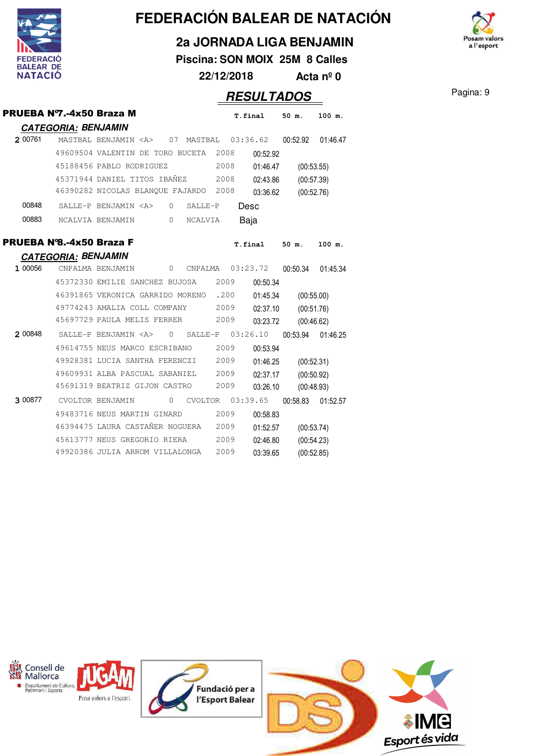# FEDERACIÓN BALEAR DE NATACIÓN

## 2a JORNADA LIGA BENJAMIN

**Piscina: SON MOIX 25M 8 Calles**

**22/12/2018 Acta nº 0**

## RESULTADOS

### PRUEBA Nº7.-4x50 Braza M

| | | | | T.final | 50 m. | 100 m. |
|---|---|---|---|---|---|---|
| **CATEGORIA: BENJAMIN** | | | | | | |
| 2 | 00761 | MASTBAL BENJAMIN <A> | 07 MASTBAL | 03:36.62 | 00:52.92 | 01:46.47 |
| | | 49609504 VALENTIN DE TORO BUCETA | 2008 | 00:52.92 | | |
| | | 45188456 PABLO RODRIGUEZ | 2008 | 01:46.47 | (00:53.55) | |
| | | 45371944 DANIEL TITOS IBAÑEZ | 2008 | 02:43.86 | (00:57.39) | |
| | | 46390282 NICOLAS BLANQUE FAJARDO | 2008 | 03:36.62 | (00:52.76) | |
| | 00848 | SALLE-P BENJAMIN <A> | 0 SALLE-P | Desc | | |
| | 00883 | NCALVIA BENJAMIN | 0 NCALVIA | Baja | | |

### PRUEBA Nº8.-4x50 Braza F

| | | | | T.final | 50 m. | 100 m. |
|---|---|---|---|---|---|---|
| **CATEGORIA: BENJAMIN** | | | | | | |
| 1 | 00056 | CNPALMA BENJAMIN | 0 CNPALMA | 03:23.72 | 00:50.34 | 01:45.34 |
| | | 45372330 EMILIE SANCHEZ BUJOSA | 2009 | 00:50.34 | | |
| | | 46391865 VERONICA GARRIDO MORENO | .200 | 01:45.34 | (00:55.00) | |
| | | 49774243 AMALIA COLL COMPANY | 2009 | 02:37.10 | (00:51.76) | |
| | | 45697729 PAULA MELIS FERRER | 2009 | 03:23.72 | (00:46.62) | |
| 2 | 00848 | SALLE-P BENJAMIN <A> | 0 SALLE-P | 03:26.10 | 00:53.94 | 01:46.25 |
| | | 49614755 NEUS MARCO ESCRIBANO | 2009 | 00:53.94 | | |
| | | 49928381 LUCIA SANTHA FERENCZI | 2009 | 01:46.25 | (00:52.31) | |
| | | 49609931 ALBA PASCUAL SABANIEL | 2009 | 02:37.17 | (00:50.92) | |
| | | 45691319 BEATRIZ GIJON CASTRO | 2009 | 03:26.10 | (00:48.93) | |
| 3 | 00877 | CVOLTOR BENJAMIN | 0 CVOLTOR | 03:39.65 | 00:58.83 | 01:52.57 |
| | | 49483716 NEUS MARTIN GINARD | 2009 | 00:58.83 | | |
| | | 46394475 LAURA CASTAÑER NOGUERA | 2009 | 01:52.57 | (00:53.74) | |
| | | 45613777 NEUS GREGORIO RIERA | 2009 | 02:46.80 | (00:54.23) | |
| | | 49920386 JULIA ARROM VILLALONGA | 2009 | 03:39.65 | (00:52.85) | |